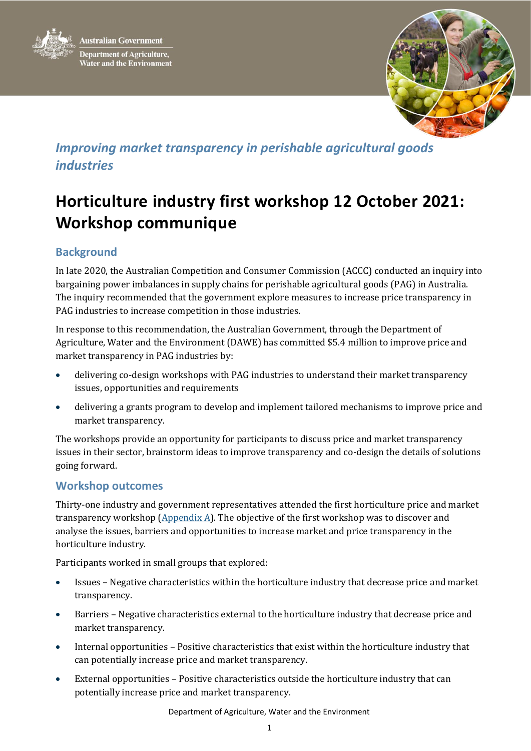Australian Government

Department of Agriculture, Water and the Environment

*Improving market transparency in perishable agricultural goods industries*

# Horticulture industry first workshop 12 October 2021: Workshop communique

## Background

In late 2020, the Australian Competition and Consumer Commission (ACCC) conducted an inquiry into bargaining power imbalances in supply chains for perishable agricultural goods (PAG) in Australia. The inquiry recommended that the government explore measures to increase price transparency in PAG industries to increase competition in those industries.

In response to this recommendation, the Australian Government, through the Department of Agriculture, Water and the Environment (DAWE) has committed $5.4 million to improve price and market transparency in PAG industries by:

- delivering co-design workshops with PAG industries to understand their market transparency issues, opportunities and requirements
- delivering a grants program to develop and implement tailored mechanisms to improve price and market transparency.

The workshops provide an opportunity for participants to discuss price and market transparency issues in their sector, brainstorm ideas to improve transparency and co-design the details of solutions going forward.

## Workshop outcomes

Thirty-one industry and government representatives attended the first horticulture price and market transparency workshop (Appendix A). The objective of the first workshop was to discover and analyse the issues, barriers and opportunities to increase market and price transparency in the horticulture industry.

Participants worked in small groups that explored:

- Issues – Negative characteristics within the horticulture industry that decrease price and market transparency.
- Barriers – Negative characteristics external to the horticulture industry that decrease price and market transparency.
- Internal opportunities – Positive characteristics that exist within the horticulture industry that can potentially increase price and market transparency.
- External opportunities – Positive characteristics outside the horticulture industry that can potentially increase price and market transparency.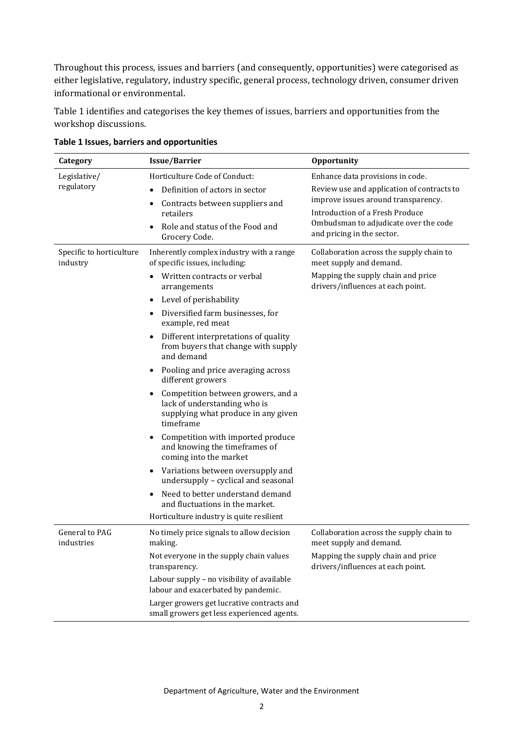Throughout this process, issues and barriers (and consequently, opportunities) were categorised as either legislative, regulatory, industry specific, general process, technology driven, consumer driven informational or environmental.

Table 1 identifies and categorises the key themes of issues, barriers and opportunities from the workshop discussions.

**Table 1 Issues, barriers and opportunities**

| Category | Issue/Barrier | Opportunity |
| --- | --- | --- |
| Legislative/ regulatory | Horticulture Code of Conduct:<br>• Definition of actors in sector<br>• Contracts between suppliers and retailers<br>• Role and status of the Food and Grocery Code. | Enhance data provisions in code.<br>Review use and application of contracts to improve issues around transparency.<br>Introduction of a Fresh Produce Ombudsman to adjudicate over the code and pricing in the sector. |
| Specific to horticulture industry | Inherently complex industry with a range of specific issues, including:<br>• Written contracts or verbal arrangements<br>• Level of perishability<br>• Diversified farm businesses, for example, red meat<br>• Different interpretations of quality from buyers that change with supply and demand<br>• Pooling and price averaging across different growers<br>• Competition between growers, and a lack of understanding who is supplying what produce in any given timeframe<br>• Competition with imported produce and knowing the timeframes of coming into the market<br>• Variations between oversupply and undersupply – cyclical and seasonal<br>• Need to better understand demand and fluctuations in the market.<br>Horticulture industry is quite resilient | Collaboration across the supply chain to meet supply and demand.<br>Mapping the supply chain and price drivers/influences at each point. |
| General to PAG industries | No timely price signals to allow decision making.<br>Not everyone in the supply chain values transparency.<br>Labour supply – no visibility of available labour and exacerbated by pandemic.<br>Larger growers get lucrative contracts and small growers get less experienced agents. | Collaboration across the supply chain to meet supply and demand.<br>Mapping the supply chain and price drivers/influences at each point. |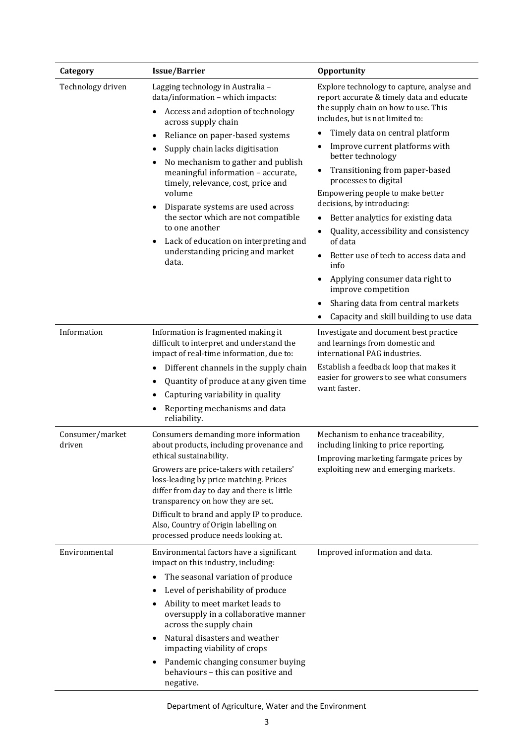| Category | Issue/Barrier | Opportunity |
| --- | --- | --- |
| Technology driven | Lagging technology in Australia – data/information – which impacts:<br>• Access and adoption of technology across supply chain<br>• Reliance on paper-based systems<br>• Supply chain lacks digitisation<br>• No mechanism to gather and publish meaningful information – accurate, timely, relevance, cost, price and volume<br>• Disparate systems are used across the sector which are not compatible to one another<br>• Lack of education on interpreting and understanding pricing and market data. | Explore technology to capture, analyse and report accurate & timely data and educate the supply chain on how to use. This includes, but is not limited to:<br>• Timely data on central platform<br>• Improve current platforms with better technology<br>• Transitioning from paper-based processes to digital<br>Empowering people to make better decisions, by introducing:<br>• Better analytics for existing data<br>• Quality, accessibility and consistency of data<br>• Better use of tech to access data and info<br>• Applying consumer data right to improve competition<br>• Sharing data from central markets<br>• Capacity and skill building to use data |
| Information | Information is fragmented making it difficult to interpret and understand the impact of real-time information, due to:<br>• Different channels in the supply chain<br>• Quantity of produce at any given time<br>• Capturing variability in quality<br>• Reporting mechanisms and data reliability. | Investigate and document best practice and learnings from domestic and international PAG industries.<br>Establish a feedback loop that makes it easier for growers to see what consumers want faster. |
| Consumer/market driven | Consumers demanding more information about products, including provenance and ethical sustainability.<br>Growers are price-takers with retailers' loss-leading by price matching. Prices differ from day to day and there is little transparency on how they are set.<br>Difficult to brand and apply IP to produce. Also, Country of Origin labelling on processed produce needs looking at. | Mechanism to enhance traceability, including linking to price reporting.<br>Improving marketing farmgate prices by exploiting new and emerging markets. |
| Environmental | Environmental factors have a significant impact on this industry, including:<br>• The seasonal variation of produce<br>• Level of perishability of produce<br>• Ability to meet market leads to oversupply in a collaborative manner across the supply chain<br>• Natural disasters and weather impacting viability of crops<br>• Pandemic changing consumer buying behaviours – this can positive and negative. | Improved information and data. |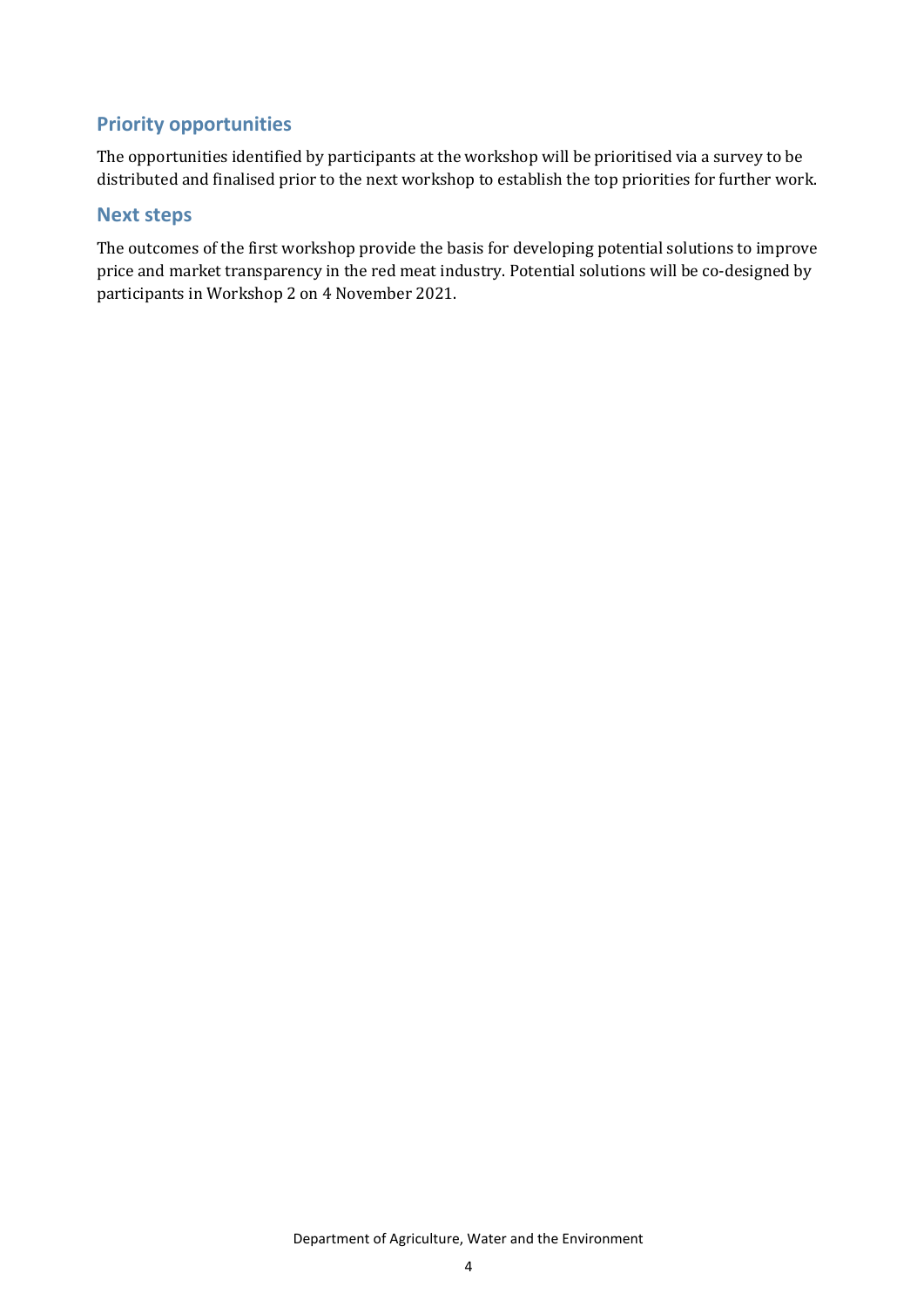## Priority opportunities

The opportunities identified by participants at the workshop will be prioritised via a survey to be distributed and finalised prior to the next workshop to establish the top priorities for further work.

## Next steps

The outcomes of the first workshop provide the basis for developing potential solutions to improve price and market transparency in the red meat industry. Potential solutions will be co-designed by participants in Workshop 2 on 4 November 2021.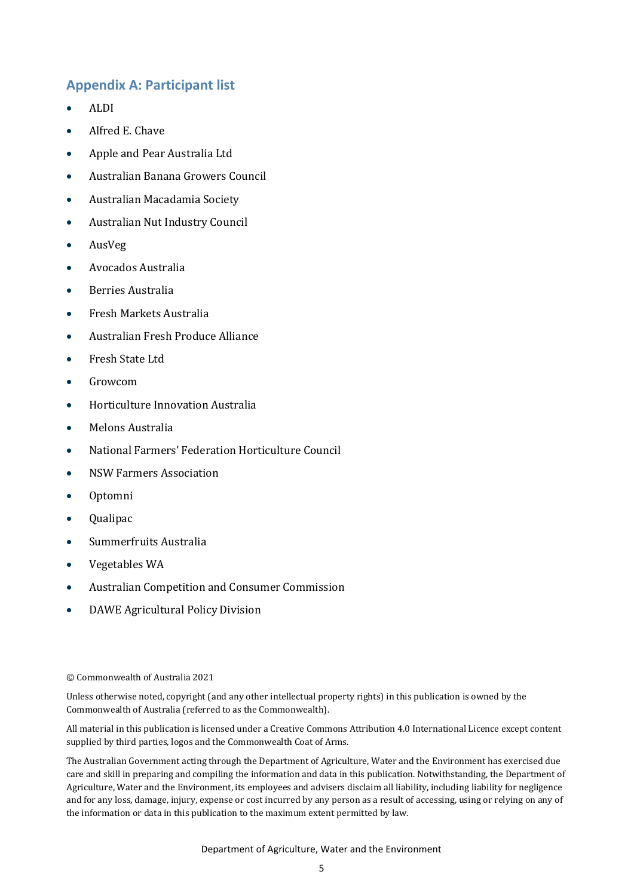## Appendix A: Participant list

- ALDI
- Alfred E. Chave
- Apple and Pear Australia Ltd
- Australian Banana Growers Council
- Australian Macadamia Society
- Australian Nut Industry Council
- AusVeg
- Avocados Australia
- Berries Australia
- Fresh Markets Australia
- Australian Fresh Produce Alliance
- Fresh State Ltd
- Growcom
- Horticulture Innovation Australia
- Melons Australia
- National Farmers' Federation Horticulture Council
- NSW Farmers Association
- Optomni
- Qualipac
- Summerfruits Australia
- Vegetables WA
- Australian Competition and Consumer Commission
- DAWE Agricultural Policy Division

© Commonwealth of Australia 2021

Unless otherwise noted, copyright (and any other intellectual property rights) in this publication is owned by the Commonwealth of Australia (referred to as the Commonwealth).

All material in this publication is licensed under a Creative Commons Attribution 4.0 International Licence except content supplied by third parties, logos and the Commonwealth Coat of Arms.

The Australian Government acting through the Department of Agriculture, Water and the Environment has exercised due care and skill in preparing and compiling the information and data in this publication. Notwithstanding, the Department of Agriculture, Water and the Environment, its employees and advisers disclaim all liability, including liability for negligence and for any loss, damage, injury, expense or cost incurred by any person as a result of accessing, using or relying on any of the information or data in this publication to the maximum extent permitted by law.